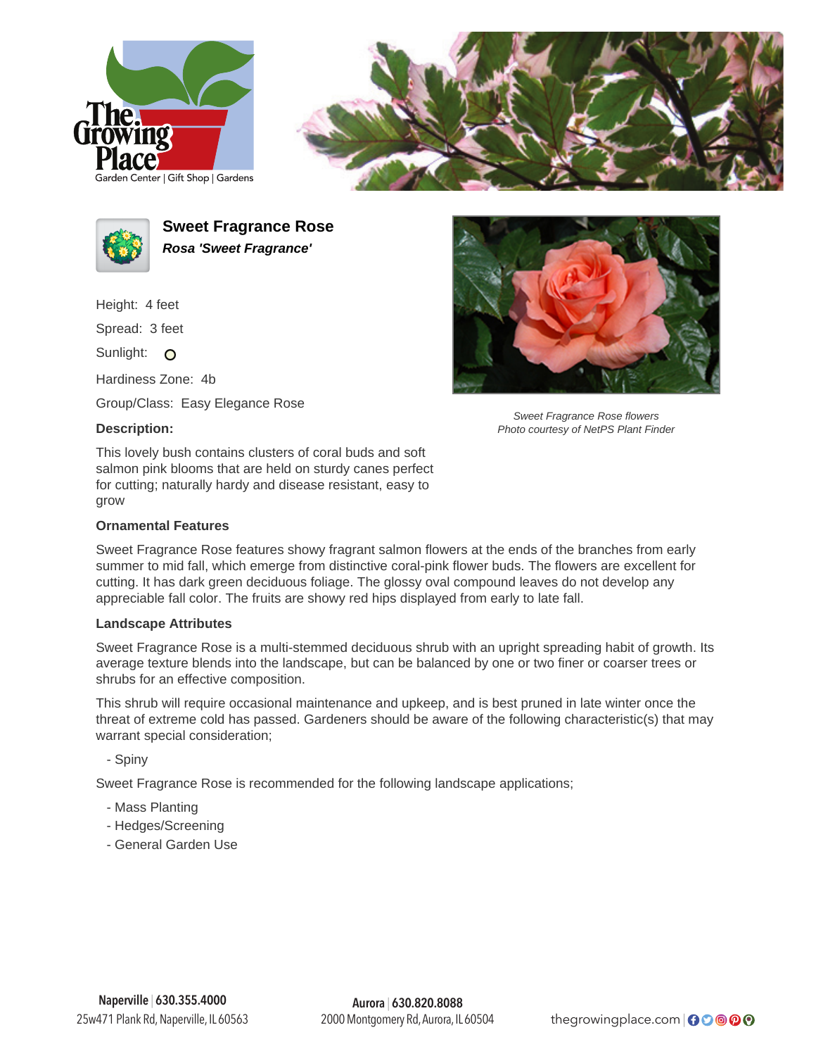# Sweet Fragrance Rose

***Rosa 'Sweet Fragrance'***

Height: 4 feet

Spread: 3 feet

Sunlight: O

Hardiness Zone: 4b

Group/Class: Easy Elegance Rose

*Sweet Fragrance Rose flowers*
*Photo courtesy of NetPS Plant Finder*

### Description:

This lovely bush contains clusters of coral buds and soft salmon pink blooms that are held on sturdy canes perfect for cutting; naturally hardy and disease resistant, easy to grow

### Ornamental Features

Sweet Fragrance Rose features showy fragrant salmon flowers at the ends of the branches from early summer to mid fall, which emerge from distinctive coral-pink flower buds. The flowers are excellent for cutting. It has dark green deciduous foliage. The glossy oval compound leaves do not develop any appreciable fall color. The fruits are showy red hips displayed from early to late fall.

### Landscape Attributes

Sweet Fragrance Rose is a multi-stemmed deciduous shrub with an upright spreading habit of growth. Its average texture blends into the landscape, but can be balanced by one or two finer or coarser trees or shrubs for an effective composition.

This shrub will require occasional maintenance and upkeep, and is best pruned in late winter once the threat of extreme cold has passed. Gardeners should be aware of the following characteristic(s) that may warrant special consideration;

- Spiny

Sweet Fragrance Rose is recommended for the following landscape applications;

- Mass Planting
- Hedges/Screening
- General Garden Use

**Naperville** | 630.355.4000
25w471 Plank Rd, Naperville, IL 60563

**Aurora** | 630.820.8088
2000 Montgomery Rd, Aurora, IL 60504

thegrowingplace.com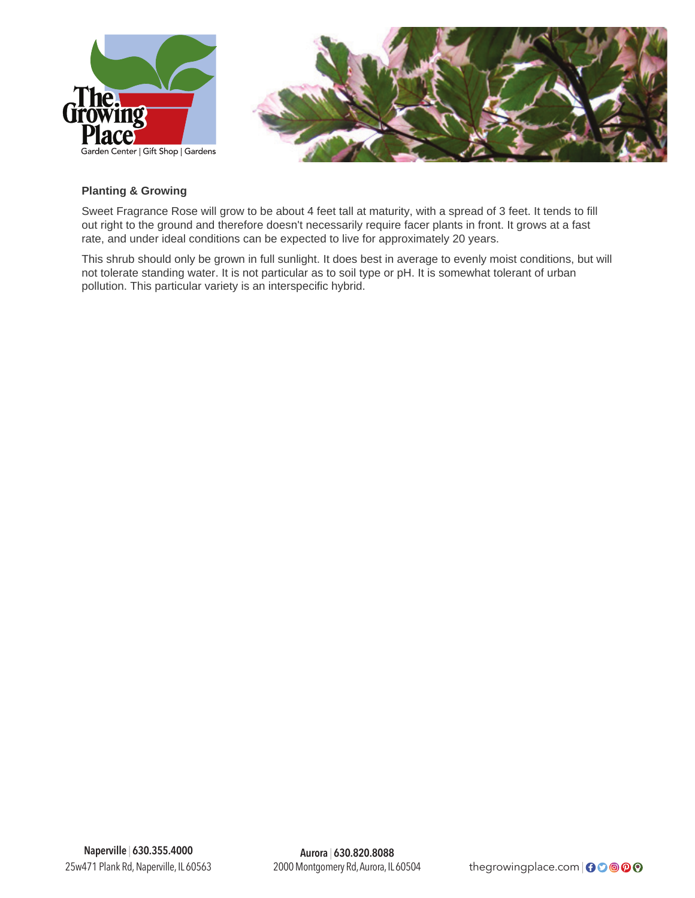### Planting & Growing

Sweet Fragrance Rose will grow to be about 4 feet tall at maturity, with a spread of 3 feet. It tends to fill out right to the ground and therefore doesn't necessarily require facer plants in front. It grows at a fast rate, and under ideal conditions can be expected to live for approximately 20 years.

This shrub should only be grown in full sunlight. It does best in average to evenly moist conditions, but will not tolerate standing water. It is not particular as to soil type or pH. It is somewhat tolerant of urban pollution. This particular variety is an interspecific hybrid.